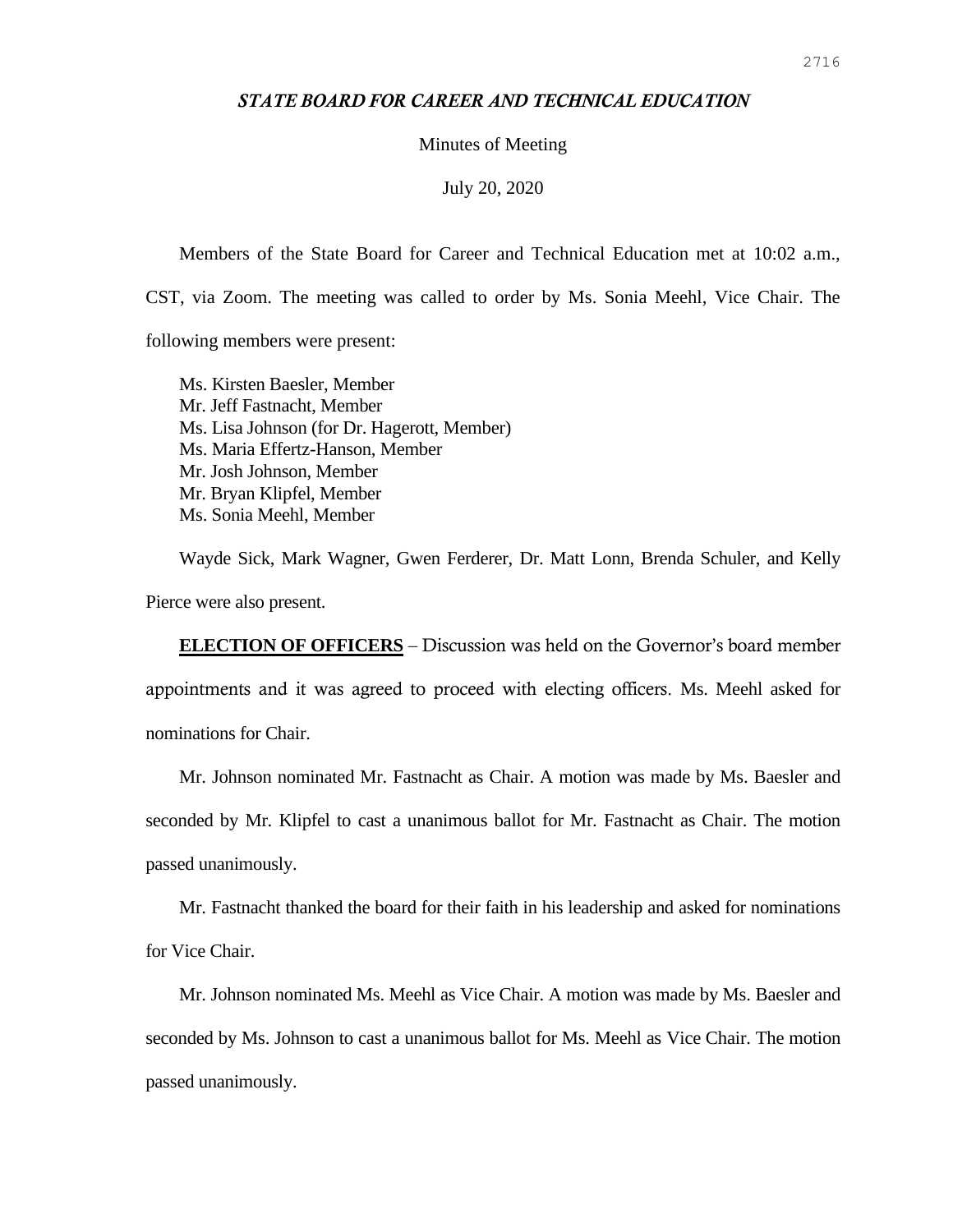# *STATE BOARD FOR CAREER AND TECHNICAL EDUCATION*

Minutes of Meeting

July 20, 2020

Members of the State Board for Career and Technical Education met at 10:02 a.m., CST, via Zoom. The meeting was called to order by Ms. Sonia Meehl, Vice Chair. The following members were present:

Ms. Kirsten Baesler, Member
Mr. Jeff Fastnacht, Member
Ms. Lisa Johnson (for Dr. Hagerott, Member)
Ms. Maria Effertz-Hanson, Member
Mr. Josh Johnson, Member
Mr. Bryan Klipfel, Member
Ms. Sonia Meehl, Member

Wayde Sick, Mark Wagner, Gwen Ferderer, Dr. Matt Lonn, Brenda Schuler, and Kelly Pierce were also present.

**ELECTION OF OFFICERS** – Discussion was held on the Governor's board member appointments and it was agreed to proceed with electing officers. Ms. Meehl asked for nominations for Chair.

Mr. Johnson nominated Mr. Fastnacht as Chair. A motion was made by Ms. Baesler and seconded by Mr. Klipfel to cast a unanimous ballot for Mr. Fastnacht as Chair. The motion passed unanimously.

Mr. Fastnacht thanked the board for their faith in his leadership and asked for nominations for Vice Chair.

Mr. Johnson nominated Ms. Meehl as Vice Chair. A motion was made by Ms. Baesler and seconded by Ms. Johnson to cast a unanimous ballot for Ms. Meehl as Vice Chair. The motion passed unanimously.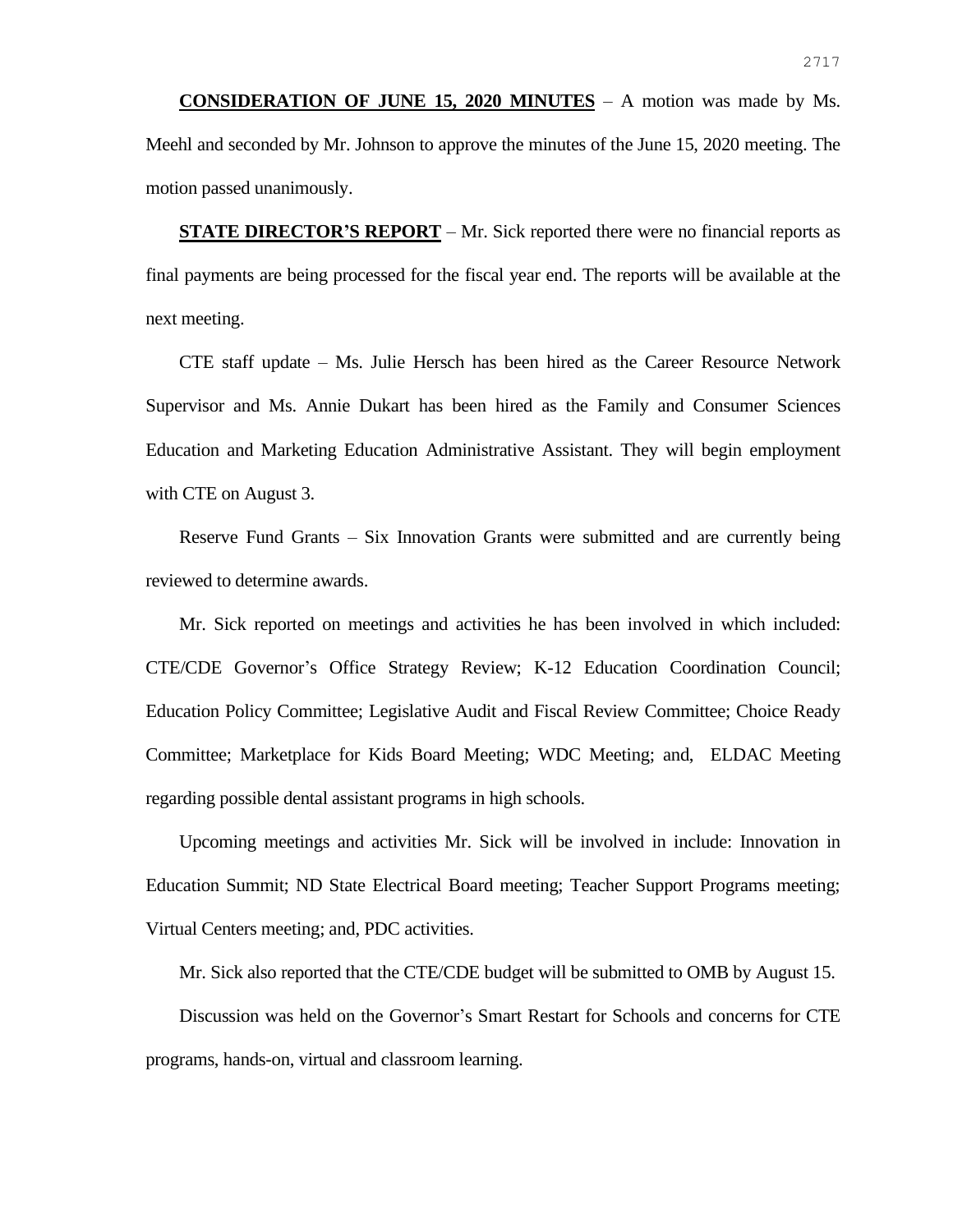**<u>CONSIDERATION OF JUNE 15, 2020 MINUTES</u>** – A motion was made by Ms. Meehl and seconded by Mr. Johnson to approve the minutes of the June 15, 2020 meeting. The motion passed unanimously.

**<u>STATE DIRECTOR'S REPORT</u>** – Mr. Sick reported there were no financial reports as final payments are being processed for the fiscal year end. The reports will be available at the next meeting.

CTE staff update – Ms. Julie Hersch has been hired as the Career Resource Network Supervisor and Ms. Annie Dukart has been hired as the Family and Consumer Sciences Education and Marketing Education Administrative Assistant. They will begin employment with CTE on August 3.

Reserve Fund Grants – Six Innovation Grants were submitted and are currently being reviewed to determine awards.

Mr. Sick reported on meetings and activities he has been involved in which included: CTE/CDE Governor's Office Strategy Review; K-12 Education Coordination Council; Education Policy Committee; Legislative Audit and Fiscal Review Committee; Choice Ready Committee; Marketplace for Kids Board Meeting; WDC Meeting; and, ELDAC Meeting regarding possible dental assistant programs in high schools.

Upcoming meetings and activities Mr. Sick will be involved in include: Innovation in Education Summit; ND State Electrical Board meeting; Teacher Support Programs meeting; Virtual Centers meeting; and, PDC activities.

Mr. Sick also reported that the CTE/CDE budget will be submitted to OMB by August 15.

Discussion was held on the Governor's Smart Restart for Schools and concerns for CTE programs, hands-on, virtual and classroom learning.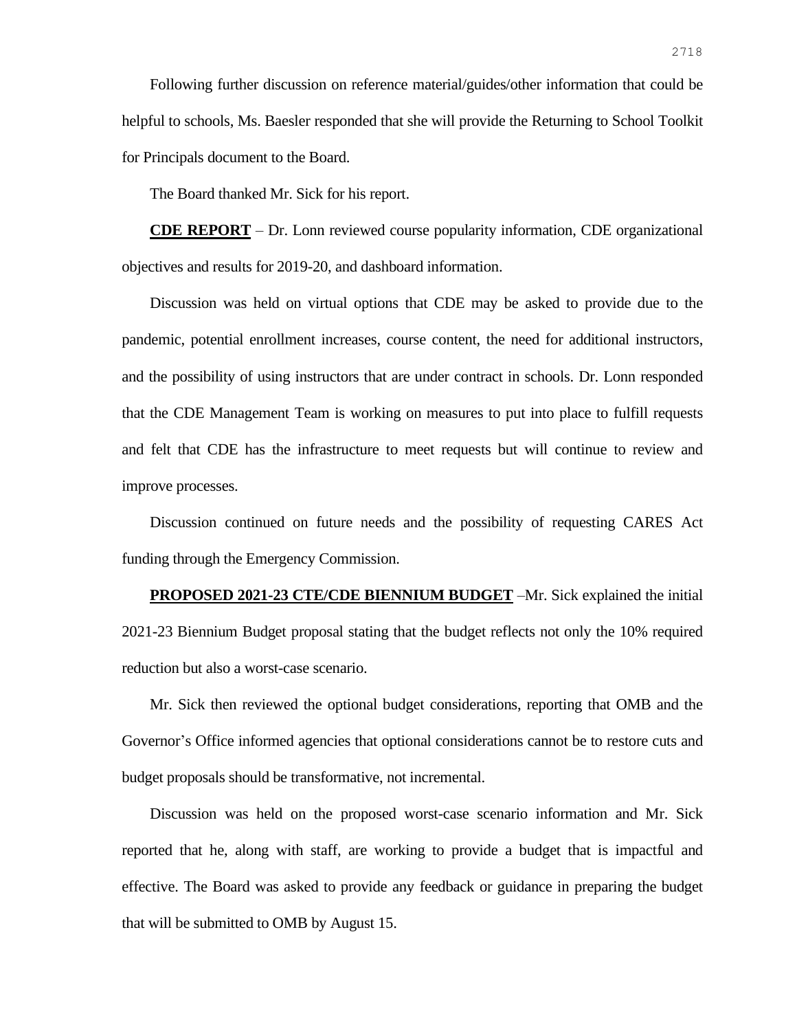Following further discussion on reference material/guides/other information that could be helpful to schools, Ms. Baesler responded that she will provide the Returning to School Toolkit for Principals document to the Board.

The Board thanked Mr. Sick for his report.

**CDE REPORT** – Dr. Lonn reviewed course popularity information, CDE organizational objectives and results for 2019-20, and dashboard information.

Discussion was held on virtual options that CDE may be asked to provide due to the pandemic, potential enrollment increases, course content, the need for additional instructors, and the possibility of using instructors that are under contract in schools. Dr. Lonn responded that the CDE Management Team is working on measures to put into place to fulfill requests and felt that CDE has the infrastructure to meet requests but will continue to review and improve processes.

Discussion continued on future needs and the possibility of requesting CARES Act funding through the Emergency Commission.

**PROPOSED 2021-23 CTE/CDE BIENNIUM BUDGET** –Mr. Sick explained the initial 2021-23 Biennium Budget proposal stating that the budget reflects not only the 10% required reduction but also a worst-case scenario.

Mr. Sick then reviewed the optional budget considerations, reporting that OMB and the Governor's Office informed agencies that optional considerations cannot be to restore cuts and budget proposals should be transformative, not incremental.

Discussion was held on the proposed worst-case scenario information and Mr. Sick reported that he, along with staff, are working to provide a budget that is impactful and effective. The Board was asked to provide any feedback or guidance in preparing the budget that will be submitted to OMB by August 15.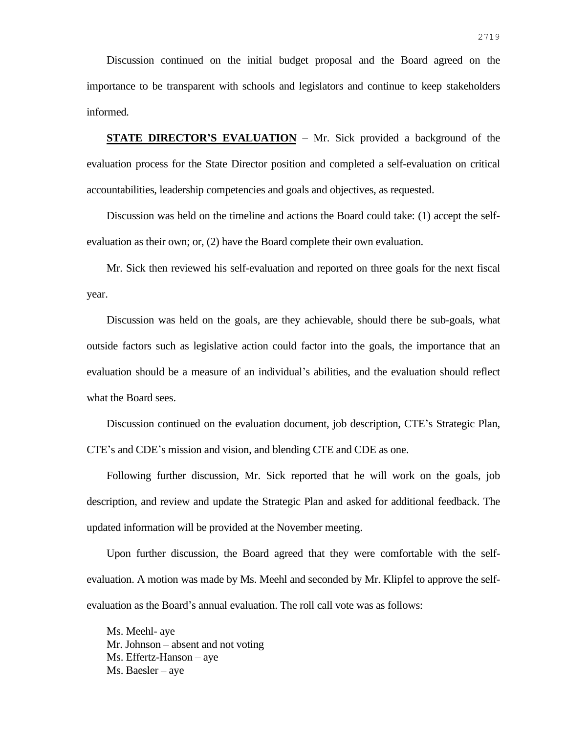Discussion continued on the initial budget proposal and the Board agreed on the importance to be transparent with schools and legislators and continue to keep stakeholders informed.

**STATE DIRECTOR'S EVALUATION** – Mr. Sick provided a background of the evaluation process for the State Director position and completed a self-evaluation on critical accountabilities, leadership competencies and goals and objectives, as requested.

Discussion was held on the timeline and actions the Board could take: (1) accept the self-evaluation as their own; or, (2) have the Board complete their own evaluation.

Mr. Sick then reviewed his self-evaluation and reported on three goals for the next fiscal year.

Discussion was held on the goals, are they achievable, should there be sub-goals, what outside factors such as legislative action could factor into the goals, the importance that an evaluation should be a measure of an individual's abilities, and the evaluation should reflect what the Board sees.

Discussion continued on the evaluation document, job description, CTE's Strategic Plan, CTE's and CDE's mission and vision, and blending CTE and CDE as one.

Following further discussion, Mr. Sick reported that he will work on the goals, job description, and review and update the Strategic Plan and asked for additional feedback. The updated information will be provided at the November meeting.

Upon further discussion, the Board agreed that they were comfortable with the self-evaluation. A motion was made by Ms. Meehl and seconded by Mr. Klipfel to approve the self-evaluation as the Board's annual evaluation. The roll call vote was as follows:

Ms. Meehl- aye
Mr. Johnson – absent and not voting
Ms. Effertz-Hanson – aye
Ms. Baesler – aye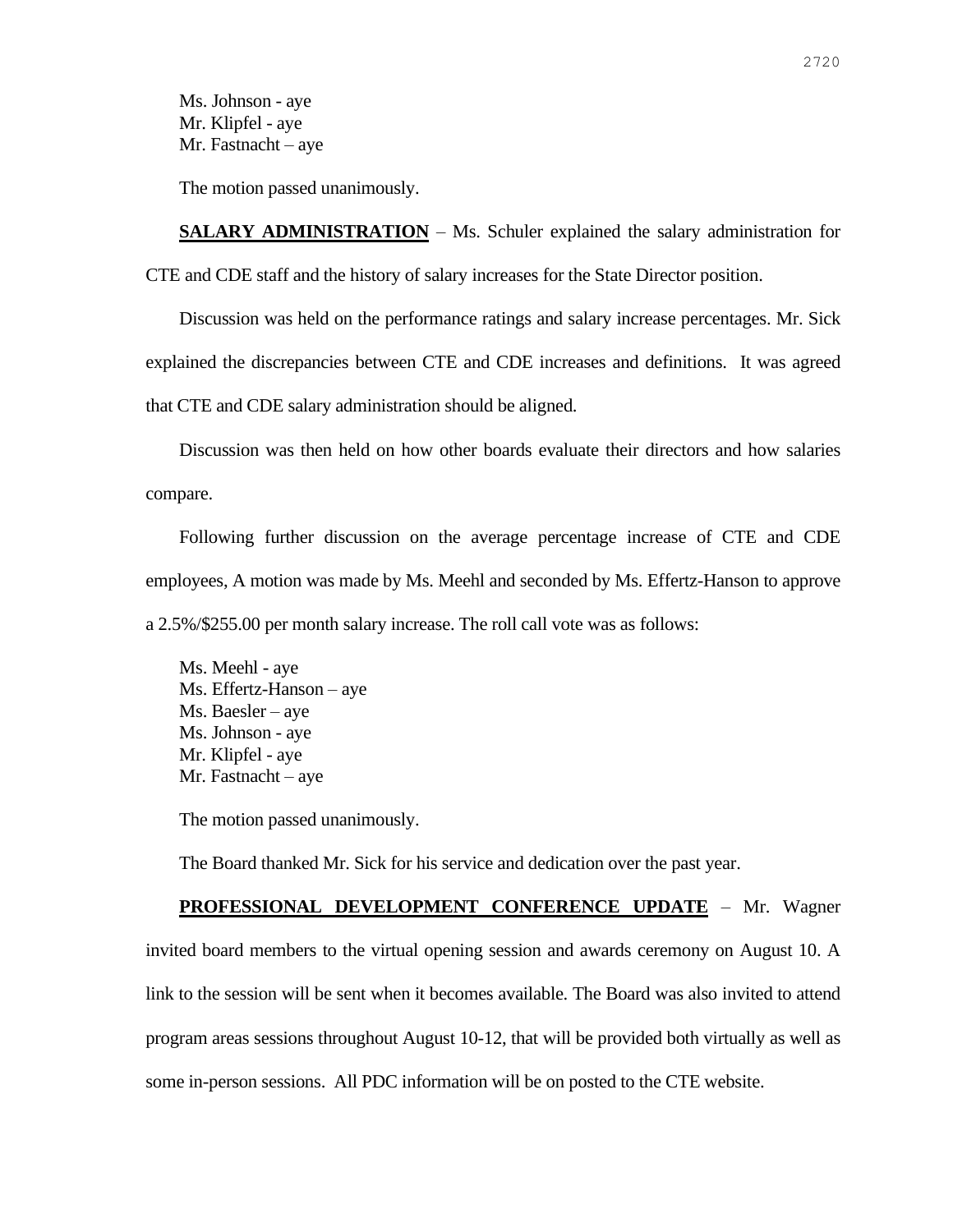Ms. Johnson - aye
Mr. Klipfel - aye
Mr. Fastnacht – aye

The motion passed unanimously.

**SALARY ADMINISTRATION** – Ms. Schuler explained the salary administration for CTE and CDE staff and the history of salary increases for the State Director position.

Discussion was held on the performance ratings and salary increase percentages. Mr. Sick explained the discrepancies between CTE and CDE increases and definitions. It was agreed that CTE and CDE salary administration should be aligned.

Discussion was then held on how other boards evaluate their directors and how salaries compare.

Following further discussion on the average percentage increase of CTE and CDE employees, A motion was made by Ms. Meehl and seconded by Ms. Effertz-Hanson to approve a 2.5%/$255.00 per month salary increase. The roll call vote was as follows:

Ms. Meehl - aye
Ms. Effertz-Hanson – aye
Ms. Baesler – aye
Ms. Johnson - aye
Mr. Klipfel - aye
Mr. Fastnacht – aye

The motion passed unanimously.

The Board thanked Mr. Sick for his service and dedication over the past year.

**PROFESSIONAL DEVELOPMENT CONFERENCE UPDATE** – Mr. Wagner invited board members to the virtual opening session and awards ceremony on August 10. A link to the session will be sent when it becomes available. The Board was also invited to attend program areas sessions throughout August 10-12, that will be provided both virtually as well as some in-person sessions. All PDC information will be on posted to the CTE website.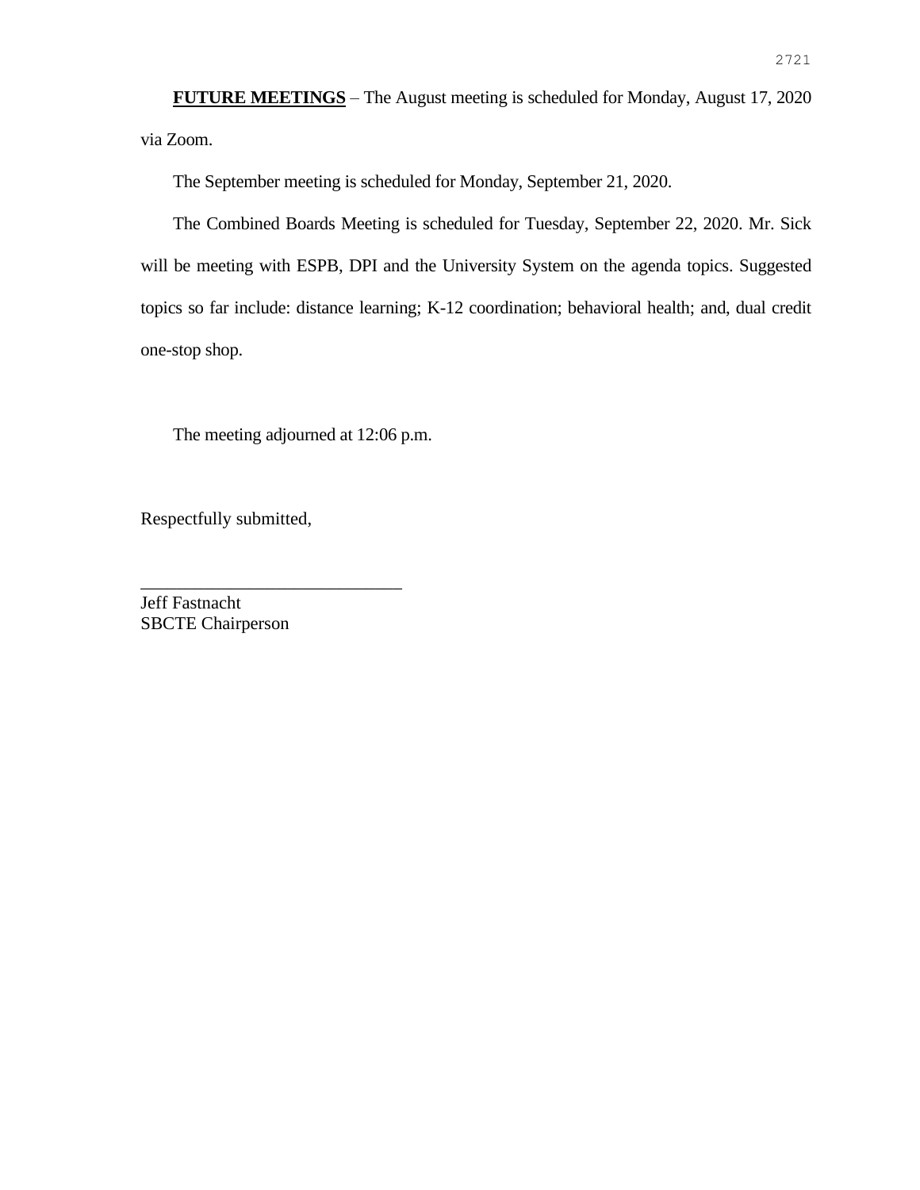**FUTURE MEETINGS** – The August meeting is scheduled for Monday, August 17, 2020 via Zoom.

The September meeting is scheduled for Monday, September 21, 2020.

The Combined Boards Meeting is scheduled for Tuesday, September 22, 2020. Mr. Sick will be meeting with ESPB, DPI and the University System on the agenda topics. Suggested topics so far include: distance learning; K-12 coordination; behavioral health; and, dual credit one-stop shop.

The meeting adjourned at 12:06 p.m.

Respectfully submitted,

_____________________________

Jeff Fastnacht
SBCTE Chairperson